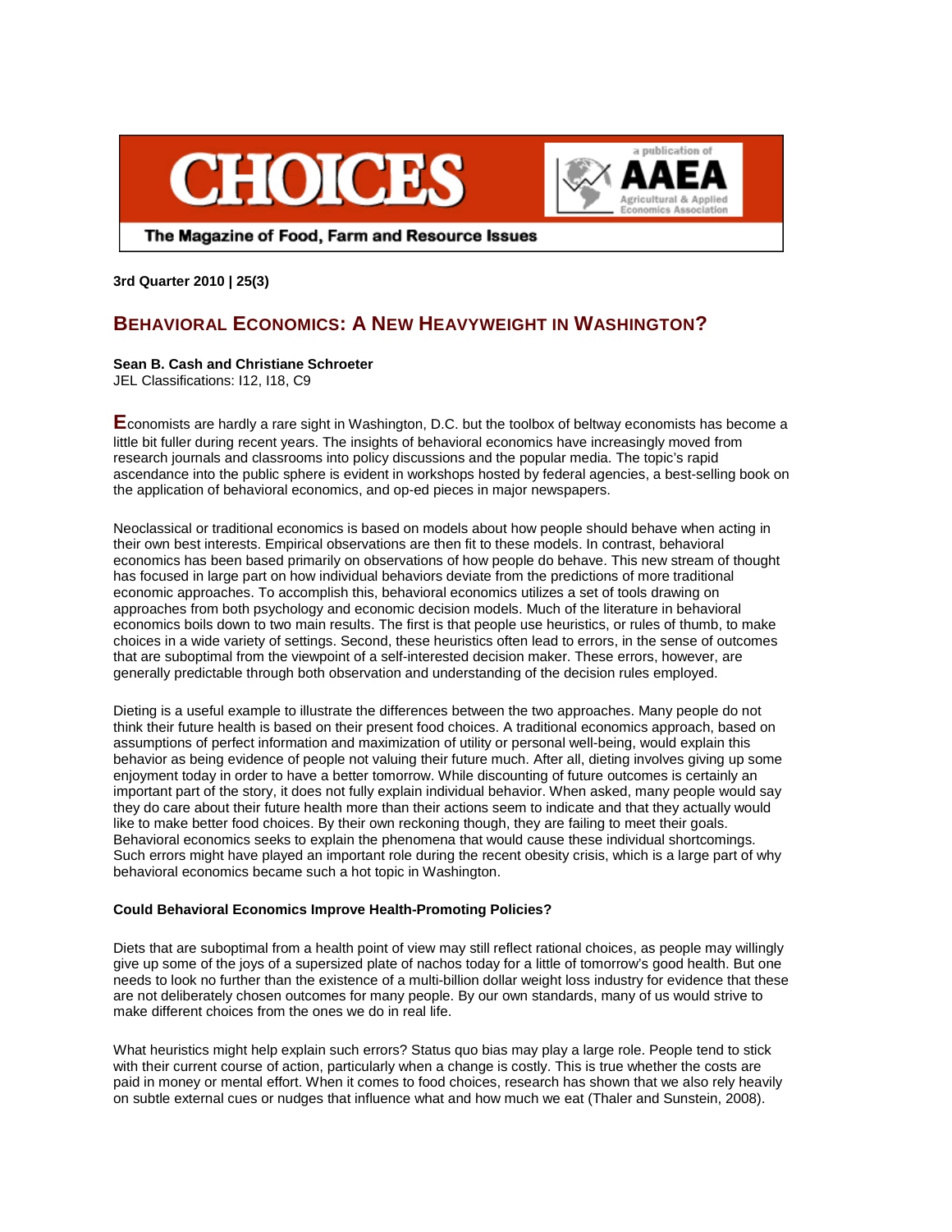3rd Quarter 2010 | 25(3)

# Behavioral Economics: A New Heavyweight in Washington?

**Sean B. Cash and Christiane Schroeter**
JEL Classifications: I12, I18, C9

Economists are hardly a rare sight in Washington, D.C. but the toolbox of beltway economists has become a little bit fuller during recent years. The insights of behavioral economics have increasingly moved from research journals and classrooms into policy discussions and the popular media. The topic's rapid ascendance into the public sphere is evident in workshops hosted by federal agencies, a best-selling book on the application of behavioral economics, and op-ed pieces in major newspapers.

Neoclassical or traditional economics is based on models about how people should behave when acting in their own best interests. Empirical observations are then fit to these models. In contrast, behavioral economics has been based primarily on observations of how people do behave. This new stream of thought has focused in large part on how individual behaviors deviate from the predictions of more traditional economic approaches. To accomplish this, behavioral economics utilizes a set of tools drawing on approaches from both psychology and economic decision models. Much of the literature in behavioral economics boils down to two main results. The first is that people use heuristics, or rules of thumb, to make choices in a wide variety of settings. Second, these heuristics often lead to errors, in the sense of outcomes that are suboptimal from the viewpoint of a self-interested decision maker. These errors, however, are generally predictable through both observation and understanding of the decision rules employed.

Dieting is a useful example to illustrate the differences between the two approaches. Many people do not think their future health is based on their present food choices. A traditional economics approach, based on assumptions of perfect information and maximization of utility or personal well-being, would explain this behavior as being evidence of people not valuing their future much. After all, dieting involves giving up some enjoyment today in order to have a better tomorrow. While discounting of future outcomes is certainly an important part of the story, it does not fully explain individual behavior. When asked, many people would say they do care about their future health more than their actions seem to indicate and that they actually would like to make better food choices. By their own reckoning though, they are failing to meet their goals. Behavioral economics seeks to explain the phenomena that would cause these individual shortcomings. Such errors might have played an important role during the recent obesity crisis, which is a large part of why behavioral economics became such a hot topic in Washington.

**Could Behavioral Economics Improve Health-Promoting Policies?**

Diets that are suboptimal from a health point of view may still reflect rational choices, as people may willingly give up some of the joys of a supersized plate of nachos today for a little of tomorrow's good health. But one needs to look no further than the existence of a multi-billion dollar weight loss industry for evidence that these are not deliberately chosen outcomes for many people. By our own standards, many of us would strive to make different choices from the ones we do in real life.

What heuristics might help explain such errors? Status quo bias may play a large role. People tend to stick with their current course of action, particularly when a change is costly. This is true whether the costs are paid in money or mental effort. When it comes to food choices, research has shown that we also rely heavily on subtle external cues or nudges that influence what and how much we eat (Thaler and Sunstein, 2008).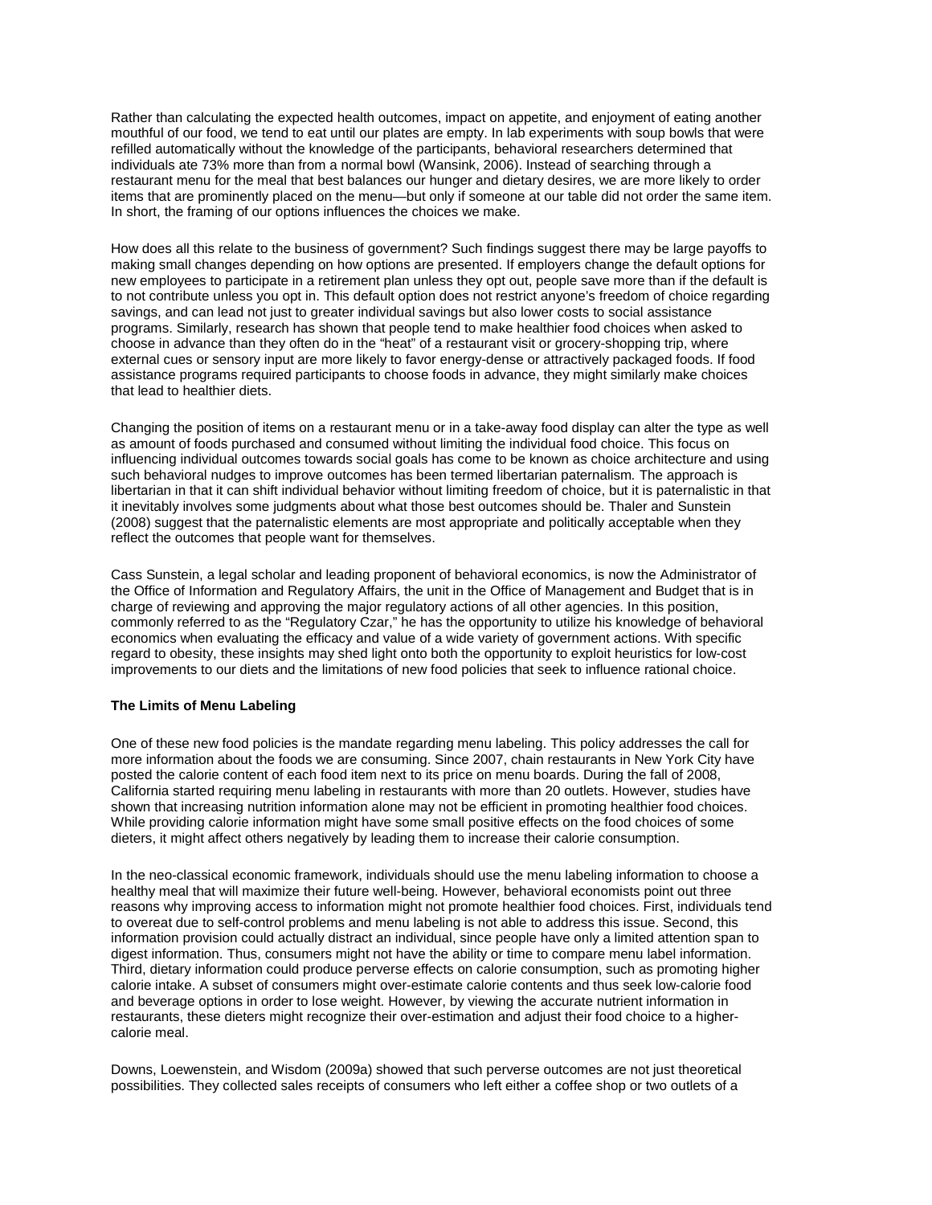Rather than calculating the expected health outcomes, impact on appetite, and enjoyment of eating another mouthful of our food, we tend to eat until our plates are empty. In lab experiments with soup bowls that were refilled automatically without the knowledge of the participants, behavioral researchers determined that individuals ate 73% more than from a normal bowl (Wansink, 2006). Instead of searching through a restaurant menu for the meal that best balances our hunger and dietary desires, we are more likely to order items that are prominently placed on the menu—but only if someone at our table did not order the same item. In short, the framing of our options influences the choices we make.

How does all this relate to the business of government? Such findings suggest there may be large payoffs to making small changes depending on how options are presented. If employers change the default options for new employees to participate in a retirement plan unless they opt out, people save more than if the default is to not contribute unless you opt in. This default option does not restrict anyone's freedom of choice regarding savings, and can lead not just to greater individual savings but also lower costs to social assistance programs. Similarly, research has shown that people tend to make healthier food choices when asked to choose in advance than they often do in the "heat" of a restaurant visit or grocery-shopping trip, where external cues or sensory input are more likely to favor energy-dense or attractively packaged foods. If food assistance programs required participants to choose foods in advance, they might similarly make choices that lead to healthier diets.

Changing the position of items on a restaurant menu or in a take-away food display can alter the type as well as amount of foods purchased and consumed without limiting the individual food choice. This focus on influencing individual outcomes towards social goals has come to be known as choice architecture and using such behavioral nudges to improve outcomes has been termed libertarian paternalism*.* The approach is libertarian in that it can shift individual behavior without limiting freedom of choice, but it is paternalistic in that it inevitably involves some judgments about what those best outcomes should be. Thaler and Sunstein (2008) suggest that the paternalistic elements are most appropriate and politically acceptable when they reflect the outcomes that people want for themselves.

Cass Sunstein, a legal scholar and leading proponent of behavioral economics, is now the Administrator of the Office of Information and Regulatory Affairs, the unit in the Office of Management and Budget that is in charge of reviewing and approving the major regulatory actions of all other agencies. In this position, commonly referred to as the "Regulatory Czar," he has the opportunity to utilize his knowledge of behavioral economics when evaluating the efficacy and value of a wide variety of government actions. With specific regard to obesity, these insights may shed light onto both the opportunity to exploit heuristics for low-cost improvements to our diets and the limitations of new food policies that seek to influence rational choice.

**The Limits of Menu Labeling**

One of these new food policies is the mandate regarding menu labeling. This policy addresses the call for more information about the foods we are consuming. Since 2007, chain restaurants in New York City have posted the calorie content of each food item next to its price on menu boards. During the fall of 2008, California started requiring menu labeling in restaurants with more than 20 outlets. However, studies have shown that increasing nutrition information alone may not be efficient in promoting healthier food choices. While providing calorie information might have some small positive effects on the food choices of some dieters, it might affect others negatively by leading them to increase their calorie consumption.

In the neo-classical economic framework, individuals should use the menu labeling information to choose a healthy meal that will maximize their future well-being. However, behavioral economists point out three reasons why improving access to information might not promote healthier food choices. First, individuals tend to overeat due to self-control problems and menu labeling is not able to address this issue. Second, this information provision could actually distract an individual, since people have only a limited attention span to digest information. Thus, consumers might not have the ability or time to compare menu label information. Third, dietary information could produce perverse effects on calorie consumption, such as promoting higher calorie intake. A subset of consumers might over-estimate calorie contents and thus seek low-calorie food and beverage options in order to lose weight. However, by viewing the accurate nutrient information in restaurants, these dieters might recognize their over-estimation and adjust their food choice to a higher-calorie meal.

Downs, Loewenstein, and Wisdom (2009a) showed that such perverse outcomes are not just theoretical possibilities. They collected sales receipts of consumers who left either a coffee shop or two outlets of a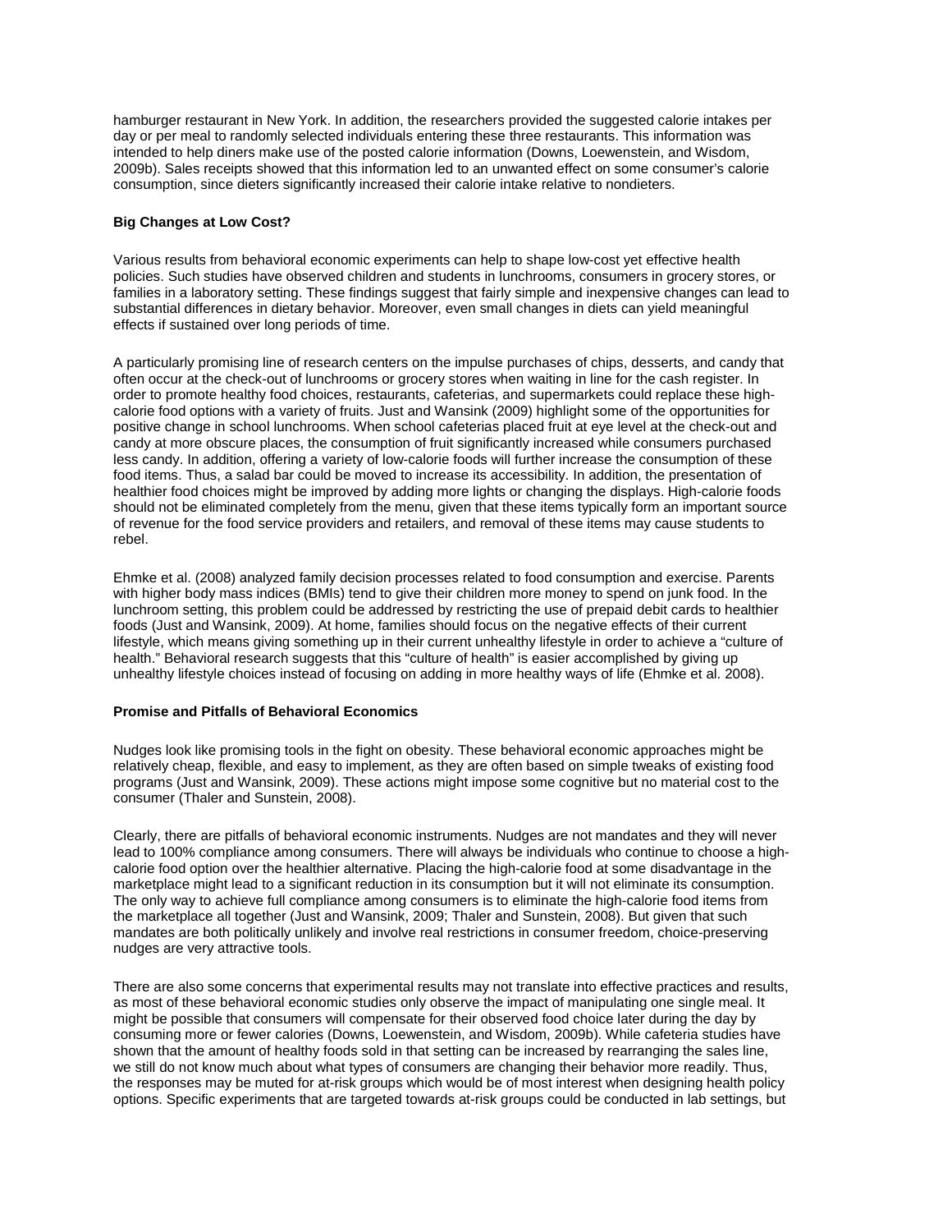hamburger restaurant in New York. In addition, the researchers provided the suggested calorie intakes per day or per meal to randomly selected individuals entering these three restaurants. This information was intended to help diners make use of the posted calorie information (Downs, Loewenstein, and Wisdom, 2009b). Sales receipts showed that this information led to an unwanted effect on some consumer's calorie consumption, since dieters significantly increased their calorie intake relative to nondieters.

**Big Changes at Low Cost?**

Various results from behavioral economic experiments can help to shape low-cost yet effective health policies. Such studies have observed children and students in lunchrooms, consumers in grocery stores, or families in a laboratory setting. These findings suggest that fairly simple and inexpensive changes can lead to substantial differences in dietary behavior. Moreover, even small changes in diets can yield meaningful effects if sustained over long periods of time.

A particularly promising line of research centers on the impulse purchases of chips, desserts, and candy that often occur at the check-out of lunchrooms or grocery stores when waiting in line for the cash register. In order to promote healthy food choices, restaurants, cafeterias, and supermarkets could replace these high-calorie food options with a variety of fruits. Just and Wansink (2009) highlight some of the opportunities for positive change in school lunchrooms. When school cafeterias placed fruit at eye level at the check-out and candy at more obscure places, the consumption of fruit significantly increased while consumers purchased less candy. In addition, offering a variety of low-calorie foods will further increase the consumption of these food items. Thus, a salad bar could be moved to increase its accessibility. In addition, the presentation of healthier food choices might be improved by adding more lights or changing the displays. High-calorie foods should not be eliminated completely from the menu, given that these items typically form an important source of revenue for the food service providers and retailers, and removal of these items may cause students to rebel.

Ehmke et al. (2008) analyzed family decision processes related to food consumption and exercise. Parents with higher body mass indices (BMIs) tend to give their children more money to spend on junk food. In the lunchroom setting, this problem could be addressed by restricting the use of prepaid debit cards to healthier foods (Just and Wansink, 2009). At home, families should focus on the negative effects of their current lifestyle, which means giving something up in their current unhealthy lifestyle in order to achieve a "culture of health." Behavioral research suggests that this "culture of health" is easier accomplished by giving up unhealthy lifestyle choices instead of focusing on adding in more healthy ways of life (Ehmke et al. 2008).

**Promise and Pitfalls of Behavioral Economics**

Nudges look like promising tools in the fight on obesity. These behavioral economic approaches might be relatively cheap, flexible, and easy to implement, as they are often based on simple tweaks of existing food programs (Just and Wansink, 2009). These actions might impose some cognitive but no material cost to the consumer (Thaler and Sunstein, 2008).

Clearly, there are pitfalls of behavioral economic instruments. Nudges are not mandates and they will never lead to 100% compliance among consumers. There will always be individuals who continue to choose a high-calorie food option over the healthier alternative. Placing the high-calorie food at some disadvantage in the marketplace might lead to a significant reduction in its consumption but it will not eliminate its consumption. The only way to achieve full compliance among consumers is to eliminate the high-calorie food items from the marketplace all together (Just and Wansink, 2009; Thaler and Sunstein, 2008). But given that such mandates are both politically unlikely and involve real restrictions in consumer freedom, choice-preserving nudges are very attractive tools.

There are also some concerns that experimental results may not translate into effective practices and results, as most of these behavioral economic studies only observe the impact of manipulating one single meal. It might be possible that consumers will compensate for their observed food choice later during the day by consuming more or fewer calories (Downs, Loewenstein, and Wisdom, 2009b). While cafeteria studies have shown that the amount of healthy foods sold in that setting can be increased by rearranging the sales line, we still do not know much about what types of consumers are changing their behavior more readily. Thus, the responses may be muted for at-risk groups which would be of most interest when designing health policy options. Specific experiments that are targeted towards at-risk groups could be conducted in lab settings, but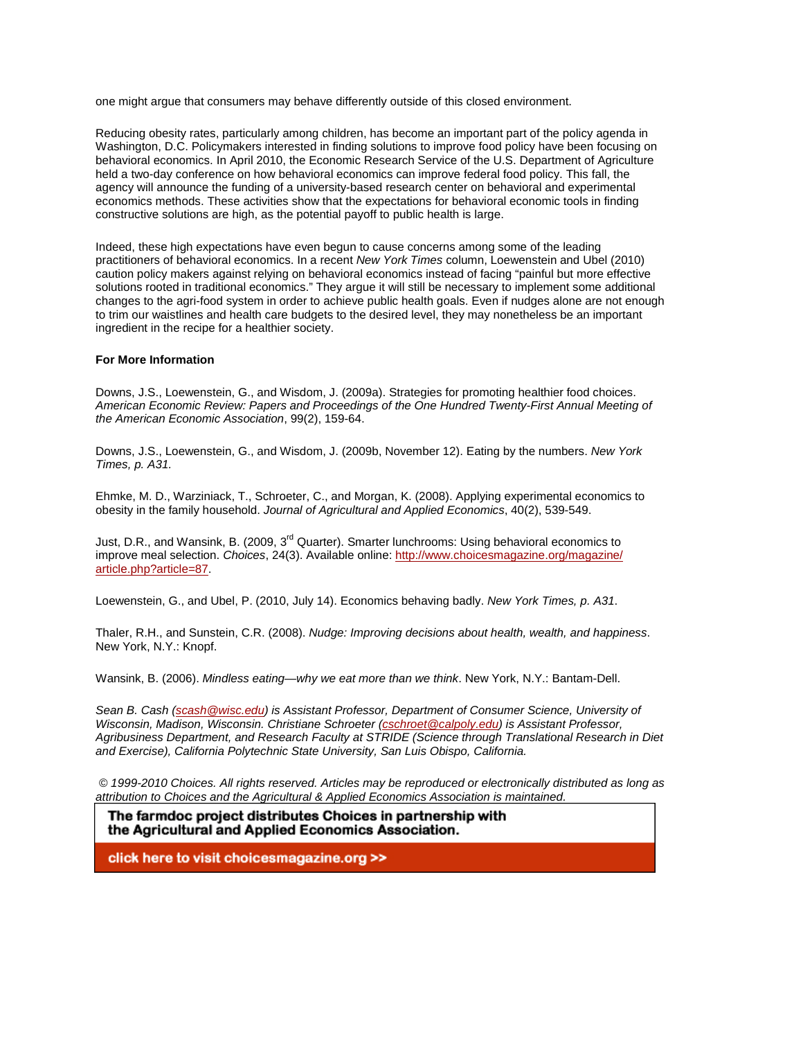one might argue that consumers may behave differently outside of this closed environment.

Reducing obesity rates, particularly among children, has become an important part of the policy agenda in Washington, D.C. Policymakers interested in finding solutions to improve food policy have been focusing on behavioral economics. In April 2010, the Economic Research Service of the U.S. Department of Agriculture held a two-day conference on how behavioral economics can improve federal food policy. This fall, the agency will announce the funding of a university-based research center on behavioral and experimental economics methods. These activities show that the expectations for behavioral economic tools in finding constructive solutions are high, as the potential payoff to public health is large.

Indeed, these high expectations have even begun to cause concerns among some of the leading practitioners of behavioral economics. In a recent *New York Times* column, Loewenstein and Ubel (2010) caution policy makers against relying on behavioral economics instead of facing "painful but more effective solutions rooted in traditional economics." They argue it will still be necessary to implement some additional changes to the agri-food system in order to achieve public health goals. Even if nudges alone are not enough to trim our waistlines and health care budgets to the desired level, they may nonetheless be an important ingredient in the recipe for a healthier society.

**For More Information**

Downs, J.S., Loewenstein, G., and Wisdom, J. (2009a). Strategies for promoting healthier food choices. *American Economic Review: Papers and Proceedings of the One Hundred Twenty-First Annual Meeting of the American Economic Association*, 99(2), 159-64.

Downs, J.S., Loewenstein, G., and Wisdom, J. (2009b, November 12). Eating by the numbers. *New York Times, p. A31.*

Ehmke, M. D., Warziniack, T., Schroeter, C., and Morgan, K. (2008). Applying experimental economics to obesity in the family household. *Journal of Agricultural and Applied Economics*, 40(2), 539-549.

Just, D.R., and Wansink, B. (2009, 3rd Quarter). Smarter lunchrooms: Using behavioral economics to improve meal selection. *Choices*, 24(3). Available online: http://www.choicesmagazine.org/magazine/article.php?article=87.

Loewenstein, G., and Ubel, P. (2010, July 14). Economics behaving badly. *New York Times, p. A31*.

Thaler, R.H., and Sunstein, C.R. (2008). *Nudge: Improving decisions about health, wealth, and happiness*. New York, N.Y.: Knopf.

Wansink, B. (2006). *Mindless eating—why we eat more than we think*. New York, N.Y.: Bantam-Dell.

*Sean B. Cash (scash@wisc.edu) is Assistant Professor, Department of Consumer Science, University of Wisconsin, Madison, Wisconsin. Christiane Schroeter (cschroet@calpoly.edu) is Assistant Professor, Agribusiness Department, and Research Faculty at STRIDE (Science through Translational Research in Diet and Exercise), California Polytechnic State University, San Luis Obispo, California.*

*© 1999-2010 Choices. All rights reserved. Articles may be reproduced or electronically distributed as long as attribution to Choices and the Agricultural & Applied Economics Association is maintained.*

**The farmdoc project distributes Choices in partnership with the Agricultural and Applied Economics Association.**

**click here to visit choicesmagazine.org >>**